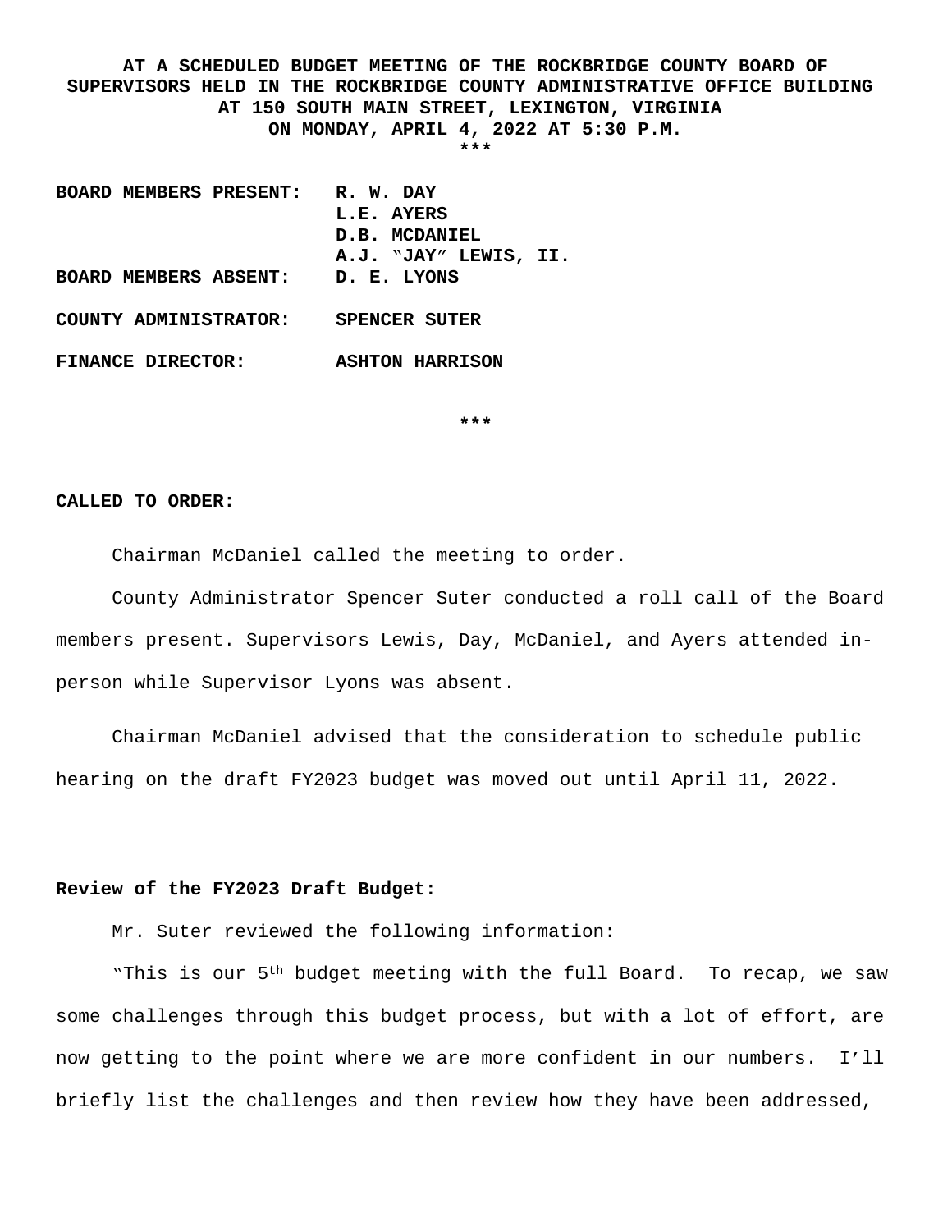**AT A SCHEDULED BUDGET MEETING OF THE ROCKBRIDGE COUNTY BOARD OF SUPERVISORS HELD IN THE ROCKBRIDGE COUNTY ADMINISTRATIVE OFFICE BUILDING AT 150 SOUTH MAIN STREET, LEXINGTON, VIRGINIA ON MONDAY, APRIL 4, 2022 AT 5:30 P.M.**

***

| | |
|---|---|
| **BOARD MEMBERS PRESENT:** | **R. W. DAY** |
| | **L.E. AYERS** |
| | **D.B. MCDANIEL** |
| | **A.J. "JAY" LEWIS, II.** |
| **BOARD MEMBERS ABSENT:** | **D. E. LYONS** |
| **COUNTY ADMINISTRATOR:** | **SPENCER SUTER** |
| **FINANCE DIRECTOR:** | **ASHTON HARRISON** |

***

**CALLED TO ORDER:**

Chairman McDaniel called the meeting to order.

County Administrator Spencer Suter conducted a roll call of the Board members present. Supervisors Lewis, Day, McDaniel, and Ayers attended in-person while Supervisor Lyons was absent.

Chairman McDaniel advised that the consideration to schedule public hearing on the draft FY2023 budget was moved out until April 11, 2022.

**Review of the FY2023 Draft Budget:**

Mr. Suter reviewed the following information:

"This is our 5th budget meeting with the full Board. To recap, we saw some challenges through this budget process, but with a lot of effort, are now getting to the point where we are more confident in our numbers. I'll briefly list the challenges and then review how they have been addressed,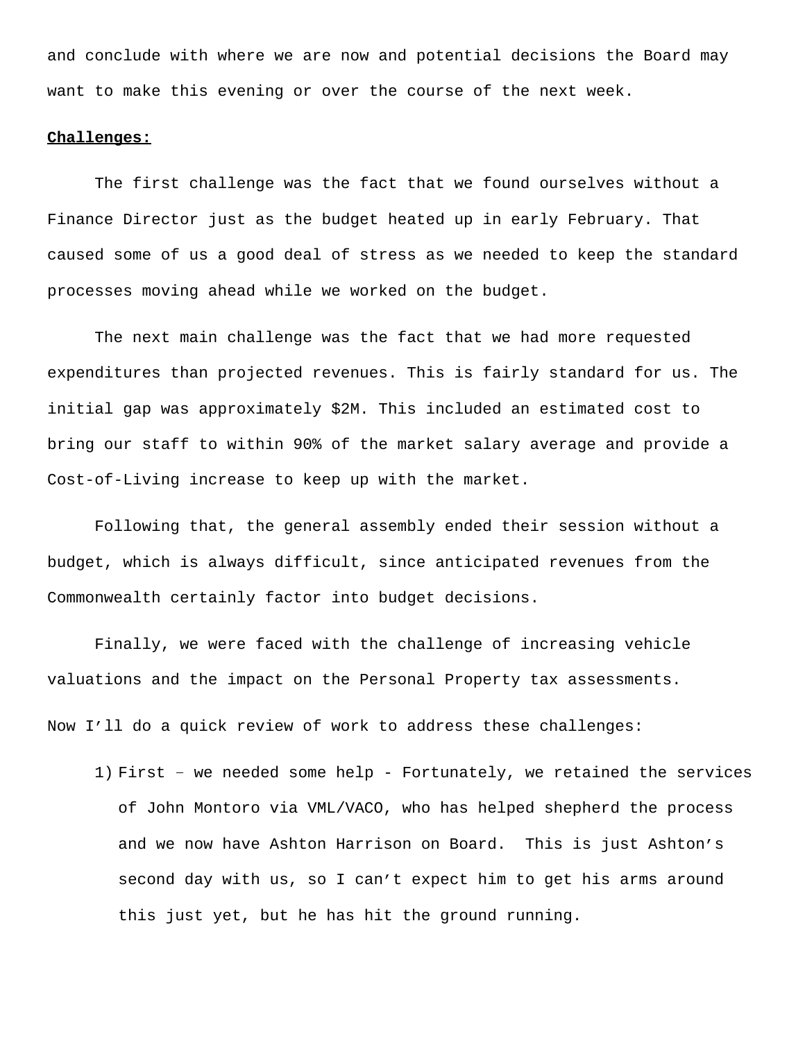and conclude with where we are now and potential decisions the Board may want to make this evening or over the course of the next week.

**Challenges:**

The first challenge was the fact that we found ourselves without a Finance Director just as the budget heated up in early February. That caused some of us a good deal of stress as we needed to keep the standard processes moving ahead while we worked on the budget.

The next main challenge was the fact that we had more requested expenditures than projected revenues. This is fairly standard for us. The initial gap was approximately $2M. This included an estimated cost to bring our staff to within 90% of the market salary average and provide a Cost-of-Living increase to keep up with the market.

Following that, the general assembly ended their session without a budget, which is always difficult, since anticipated revenues from the Commonwealth certainly factor into budget decisions.

Finally, we were faced with the challenge of increasing vehicle valuations and the impact on the Personal Property tax assessments.

Now I'll do a quick review of work to address these challenges:

1) First – we needed some help - Fortunately, we retained the services of John Montoro via VML/VACO, who has helped shepherd the process and we now have Ashton Harrison on Board. This is just Ashton's second day with us, so I can't expect him to get his arms around this just yet, but he has hit the ground running.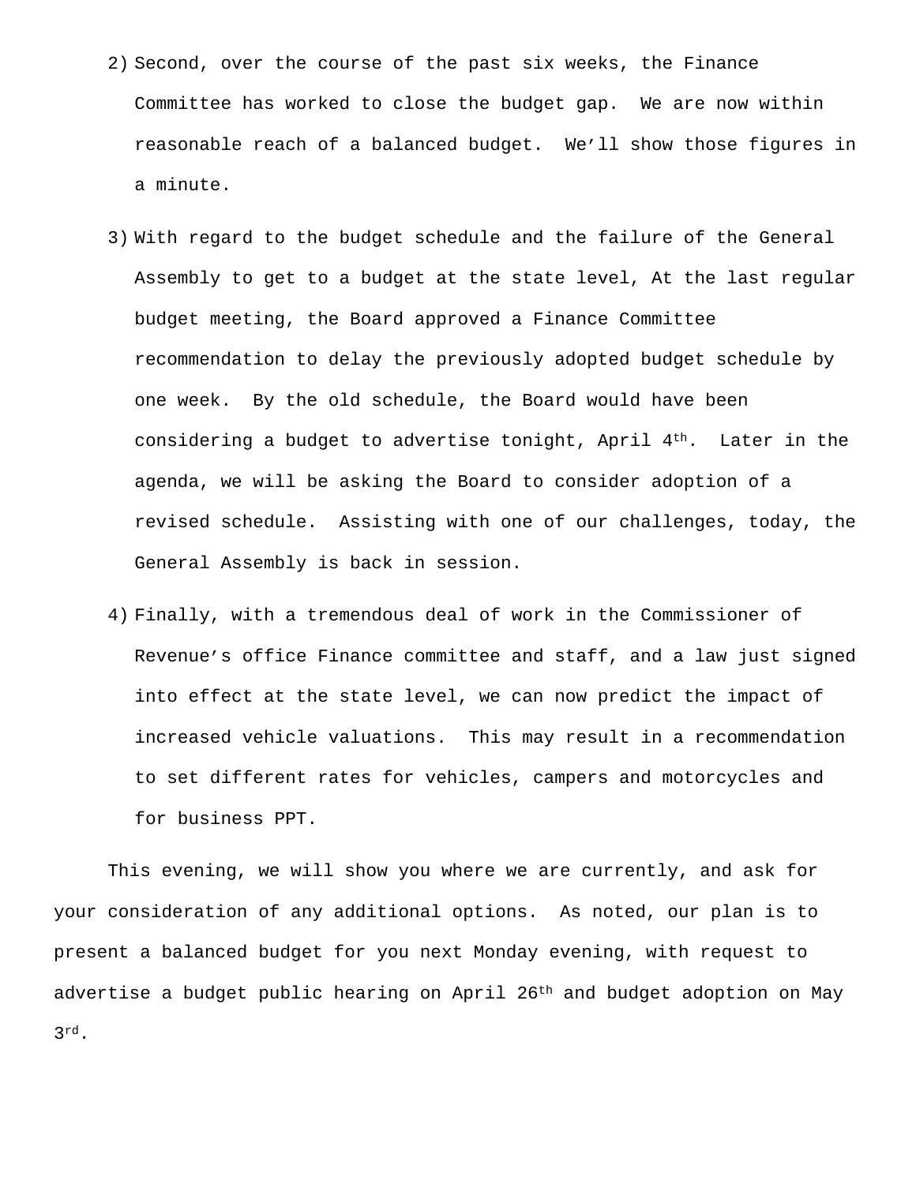2) Second, over the course of the past six weeks, the Finance Committee has worked to close the budget gap. We are now within reasonable reach of a balanced budget. We'll show those figures in a minute.

3) With regard to the budget schedule and the failure of the General Assembly to get to a budget at the state level, At the last regular budget meeting, the Board approved a Finance Committee recommendation to delay the previously adopted budget schedule by one week. By the old schedule, the Board would have been considering a budget to advertise tonight, April 4th. Later in the agenda, we will be asking the Board to consider adoption of a revised schedule. Assisting with one of our challenges, today, the General Assembly is back in session.

4) Finally, with a tremendous deal of work in the Commissioner of Revenue's office Finance committee and staff, and a law just signed into effect at the state level, we can now predict the impact of increased vehicle valuations. This may result in a recommendation to set different rates for vehicles, campers and motorcycles and for business PPT.

This evening, we will show you where we are currently, and ask for your consideration of any additional options. As noted, our plan is to present a balanced budget for you next Monday evening, with request to advertise a budget public hearing on April 26th and budget adoption on May 3rd.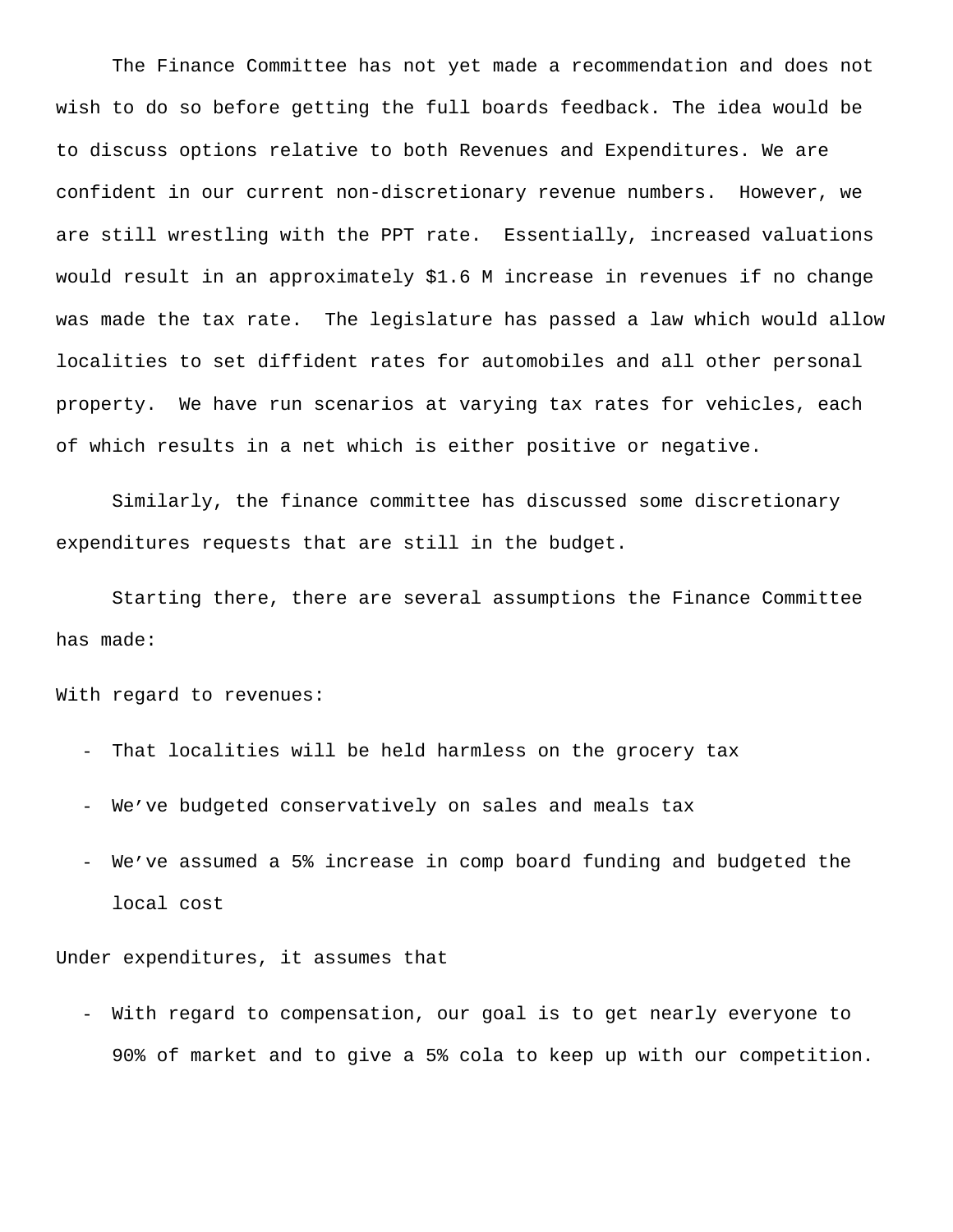The Finance Committee has not yet made a recommendation and does not wish to do so before getting the full boards feedback. The idea would be to discuss options relative to both Revenues and Expenditures. We are confident in our current non-discretionary revenue numbers. However, we are still wrestling with the PPT rate. Essentially, increased valuations would result in an approximately $1.6 M increase in revenues if no change was made the tax rate. The legislature has passed a law which would allow localities to set diffident rates for automobiles and all other personal property. We have run scenarios at varying tax rates for vehicles, each of which results in a net which is either positive or negative.

Similarly, the finance committee has discussed some discretionary expenditures requests that are still in the budget.

Starting there, there are several assumptions the Finance Committee has made:

With regard to revenues:

- That localities will be held harmless on the grocery tax
- We've budgeted conservatively on sales and meals tax
- We've assumed a 5% increase in comp board funding and budgeted the local cost

Under expenditures, it assumes that

- With regard to compensation, our goal is to get nearly everyone to 90% of market and to give a 5% cola to keep up with our competition.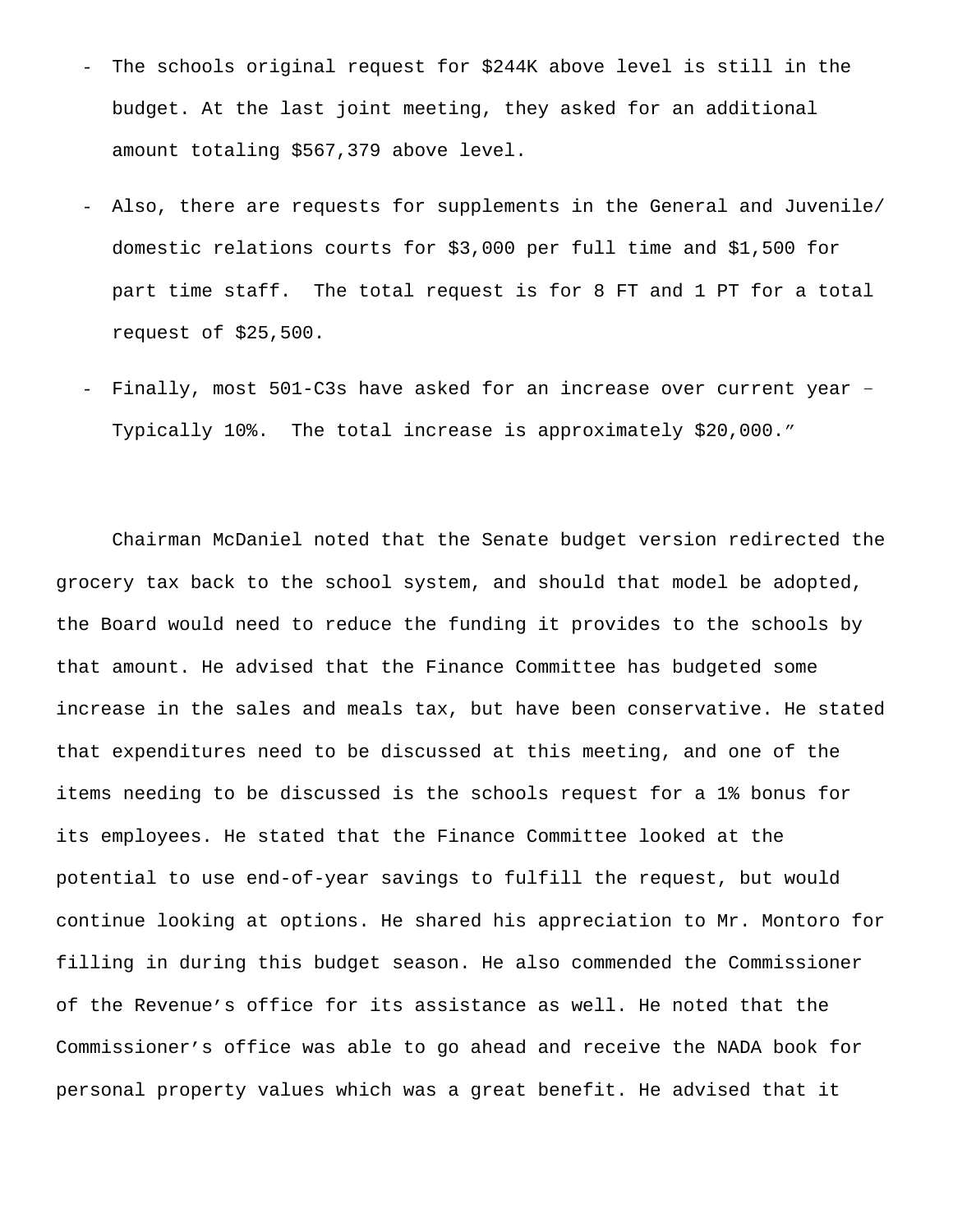- The schools original request for $244K above level is still in the budget. At the last joint meeting, they asked for an additional amount totaling $567,379 above level.

- Also, there are requests for supplements in the General and Juvenile/ domestic relations courts for $3,000 per full time and $1,500 for part time staff. The total request is for 8 FT and 1 PT for a total request of $25,500.

- Finally, most 501-C3s have asked for an increase over current year – Typically 10%. The total increase is approximately $20,000."

Chairman McDaniel noted that the Senate budget version redirected the grocery tax back to the school system, and should that model be adopted, the Board would need to reduce the funding it provides to the schools by that amount. He advised that the Finance Committee has budgeted some increase in the sales and meals tax, but have been conservative. He stated that expenditures need to be discussed at this meeting, and one of the items needing to be discussed is the schools request for a 1% bonus for its employees. He stated that the Finance Committee looked at the potential to use end-of-year savings to fulfill the request, but would continue looking at options. He shared his appreciation to Mr. Montoro for filling in during this budget season. He also commended the Commissioner of the Revenue's office for its assistance as well. He noted that the Commissioner's office was able to go ahead and receive the NADA book for personal property values which was a great benefit. He advised that it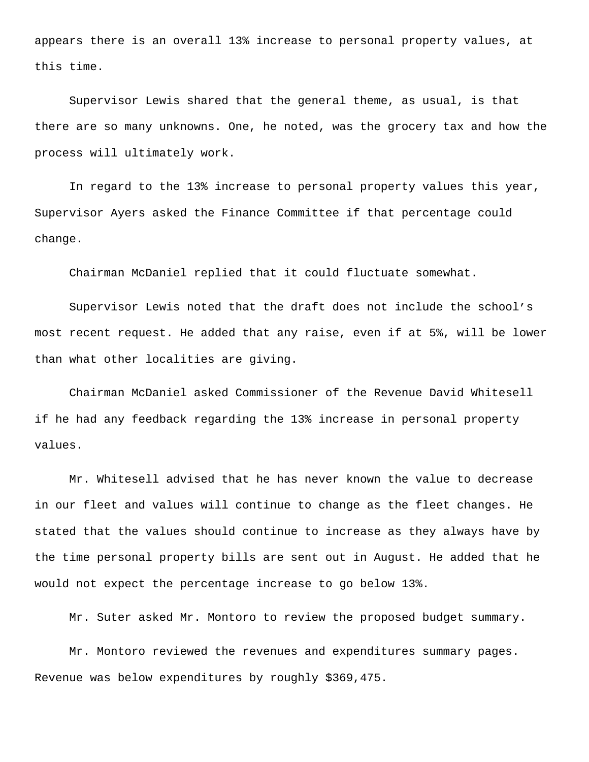appears there is an overall 13% increase to personal property values, at this time.

Supervisor Lewis shared that the general theme, as usual, is that there are so many unknowns. One, he noted, was the grocery tax and how the process will ultimately work.

In regard to the 13% increase to personal property values this year, Supervisor Ayers asked the Finance Committee if that percentage could change.

Chairman McDaniel replied that it could fluctuate somewhat.

Supervisor Lewis noted that the draft does not include the school's most recent request. He added that any raise, even if at 5%, will be lower than what other localities are giving.

Chairman McDaniel asked Commissioner of the Revenue David Whitesell if he had any feedback regarding the 13% increase in personal property values.

Mr. Whitesell advised that he has never known the value to decrease in our fleet and values will continue to change as the fleet changes. He stated that the values should continue to increase as they always have by the time personal property bills are sent out in August. He added that he would not expect the percentage increase to go below 13%.

Mr. Suter asked Mr. Montoro to review the proposed budget summary.

Mr. Montoro reviewed the revenues and expenditures summary pages. Revenue was below expenditures by roughly $369,475.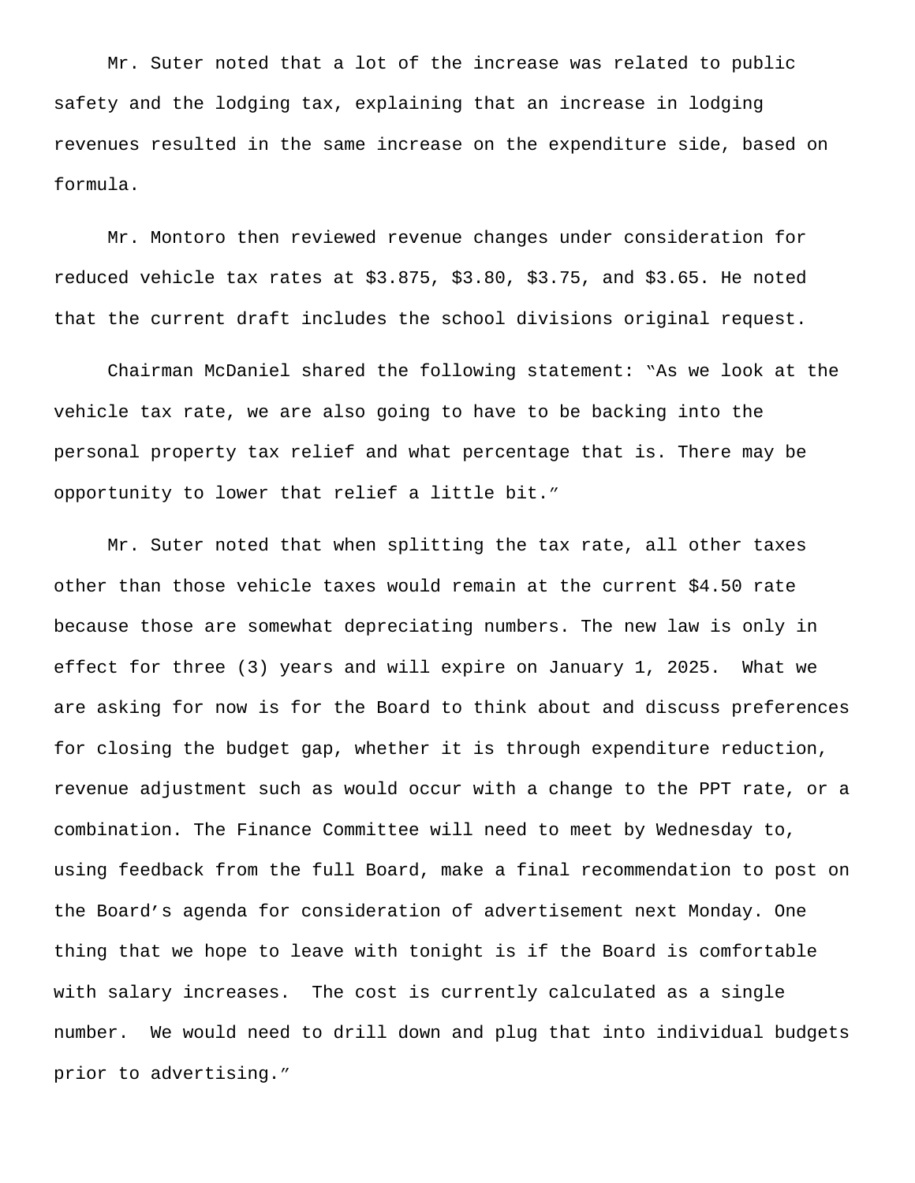Mr. Suter noted that a lot of the increase was related to public safety and the lodging tax, explaining that an increase in lodging revenues resulted in the same increase on the expenditure side, based on formula.

Mr. Montoro then reviewed revenue changes under consideration for reduced vehicle tax rates at $3.875, $3.80, $3.75, and $3.65. He noted that the current draft includes the school divisions original request.

Chairman McDaniel shared the following statement: "As we look at the vehicle tax rate, we are also going to have to be backing into the personal property tax relief and what percentage that is. There may be opportunity to lower that relief a little bit."

Mr. Suter noted that when splitting the tax rate, all other taxes other than those vehicle taxes would remain at the current $4.50 rate because those are somewhat depreciating numbers. The new law is only in effect for three (3) years and will expire on January 1, 2025. What we are asking for now is for the Board to think about and discuss preferences for closing the budget gap, whether it is through expenditure reduction, revenue adjustment such as would occur with a change to the PPT rate, or a combination. The Finance Committee will need to meet by Wednesday to, using feedback from the full Board, make a final recommendation to post on the Board's agenda for consideration of advertisement next Monday. One thing that we hope to leave with tonight is if the Board is comfortable with salary increases. The cost is currently calculated as a single number. We would need to drill down and plug that into individual budgets prior to advertising."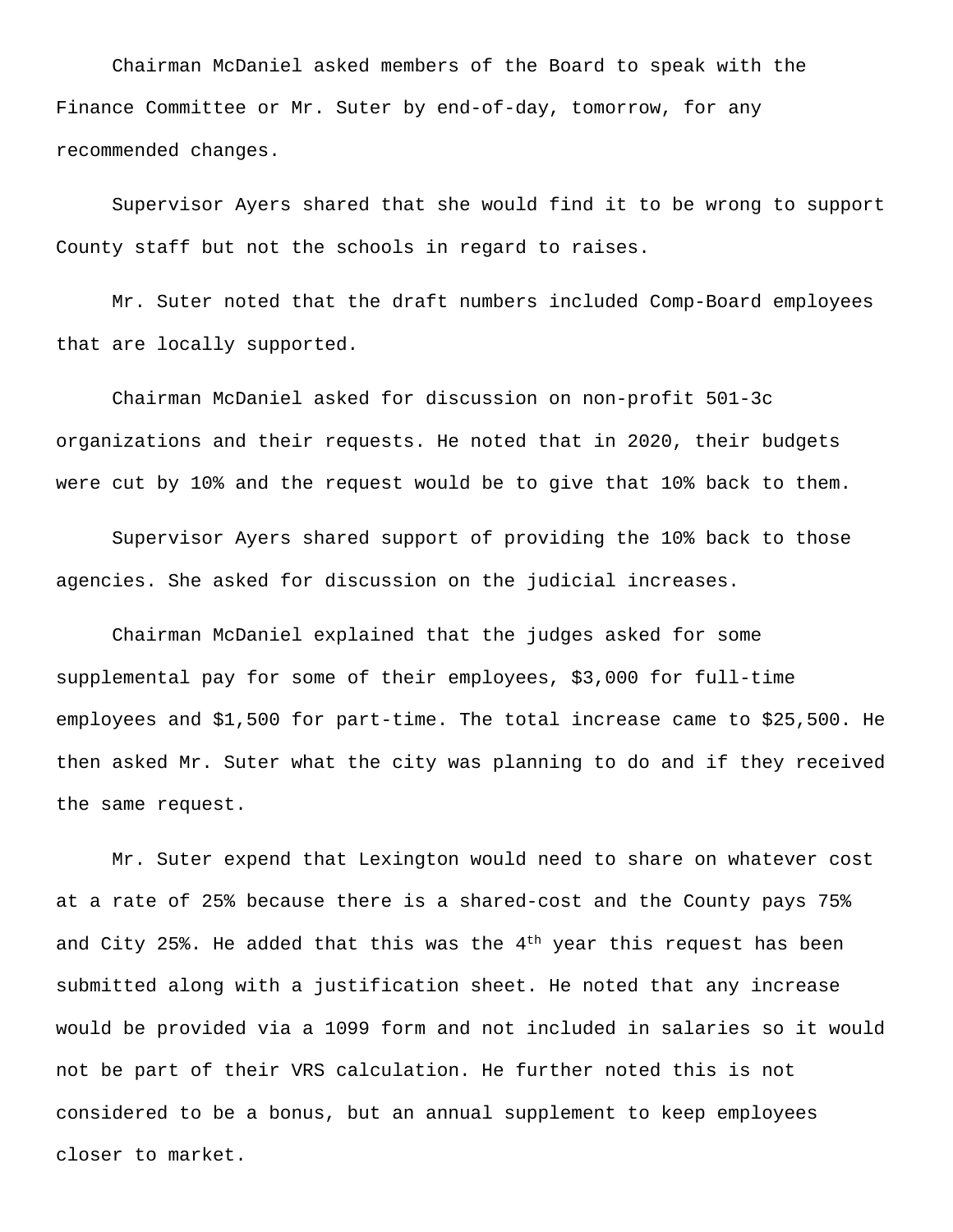Chairman McDaniel asked members of the Board to speak with the Finance Committee or Mr. Suter by end-of-day, tomorrow, for any recommended changes.

Supervisor Ayers shared that she would find it to be wrong to support County staff but not the schools in regard to raises.

Mr. Suter noted that the draft numbers included Comp-Board employees that are locally supported.

Chairman McDaniel asked for discussion on non-profit 501-3c organizations and their requests. He noted that in 2020, their budgets were cut by 10% and the request would be to give that 10% back to them.

Supervisor Ayers shared support of providing the 10% back to those agencies. She asked for discussion on the judicial increases.

Chairman McDaniel explained that the judges asked for some supplemental pay for some of their employees, $3,000 for full-time employees and $1,500 for part-time. The total increase came to $25,500. He then asked Mr. Suter what the city was planning to do and if they received the same request.

Mr. Suter expend that Lexington would need to share on whatever cost at a rate of 25% because there is a shared-cost and the County pays 75% and City 25%. He added that this was the 4th year this request has been submitted along with a justification sheet. He noted that any increase would be provided via a 1099 form and not included in salaries so it would not be part of their VRS calculation. He further noted this is not considered to be a bonus, but an annual supplement to keep employees closer to market.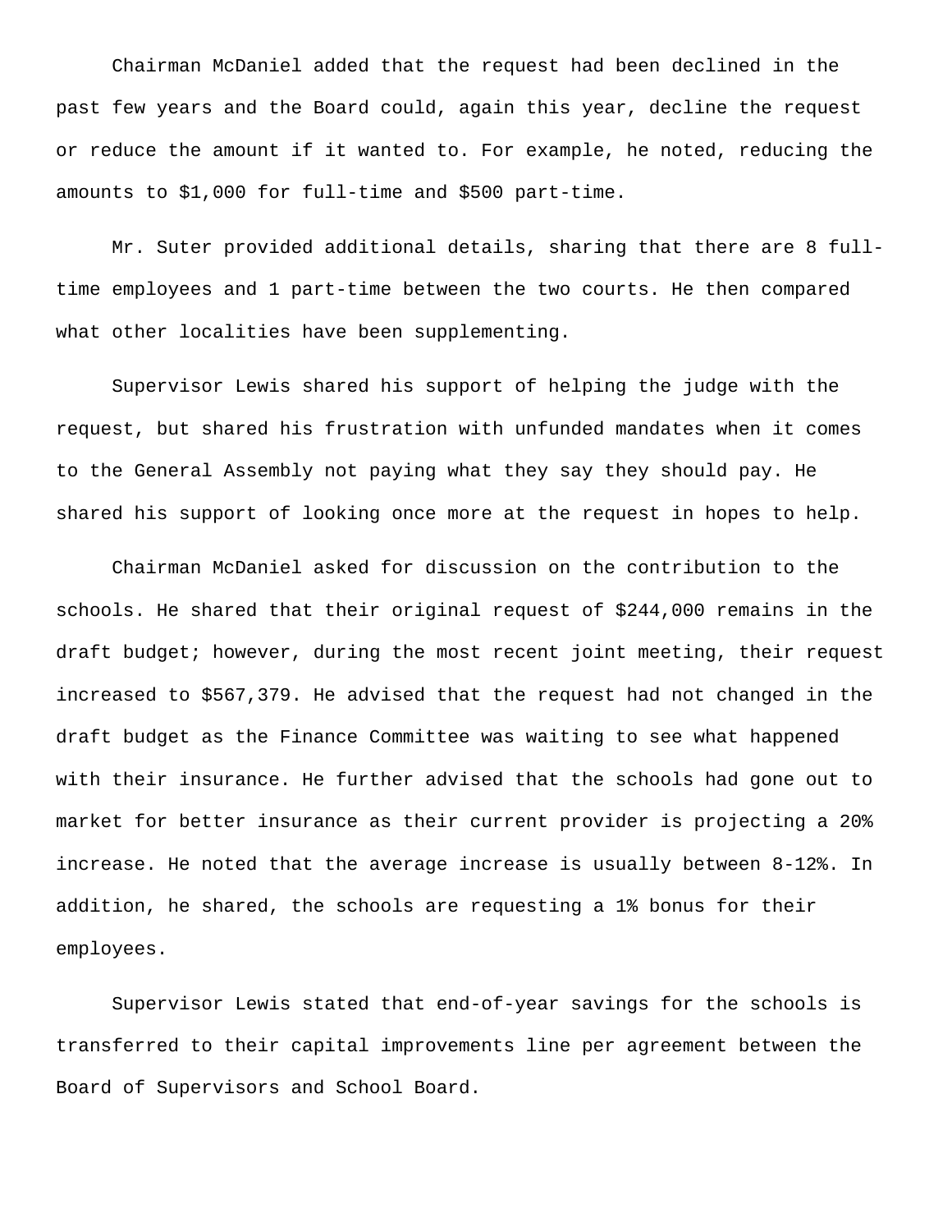Chairman McDaniel added that the request had been declined in the past few years and the Board could, again this year, decline the request or reduce the amount if it wanted to. For example, he noted, reducing the amounts to $1,000 for full-time and $500 part-time.

Mr. Suter provided additional details, sharing that there are 8 full-time employees and 1 part-time between the two courts. He then compared what other localities have been supplementing.

Supervisor Lewis shared his support of helping the judge with the request, but shared his frustration with unfunded mandates when it comes to the General Assembly not paying what they say they should pay. He shared his support of looking once more at the request in hopes to help.

Chairman McDaniel asked for discussion on the contribution to the schools. He shared that their original request of $244,000 remains in the draft budget; however, during the most recent joint meeting, their request increased to $567,379. He advised that the request had not changed in the draft budget as the Finance Committee was waiting to see what happened with their insurance. He further advised that the schools had gone out to market for better insurance as their current provider is projecting a 20% increase. He noted that the average increase is usually between 8-12%. In addition, he shared, the schools are requesting a 1% bonus for their employees.

Supervisor Lewis stated that end-of-year savings for the schools is transferred to their capital improvements line per agreement between the Board of Supervisors and School Board.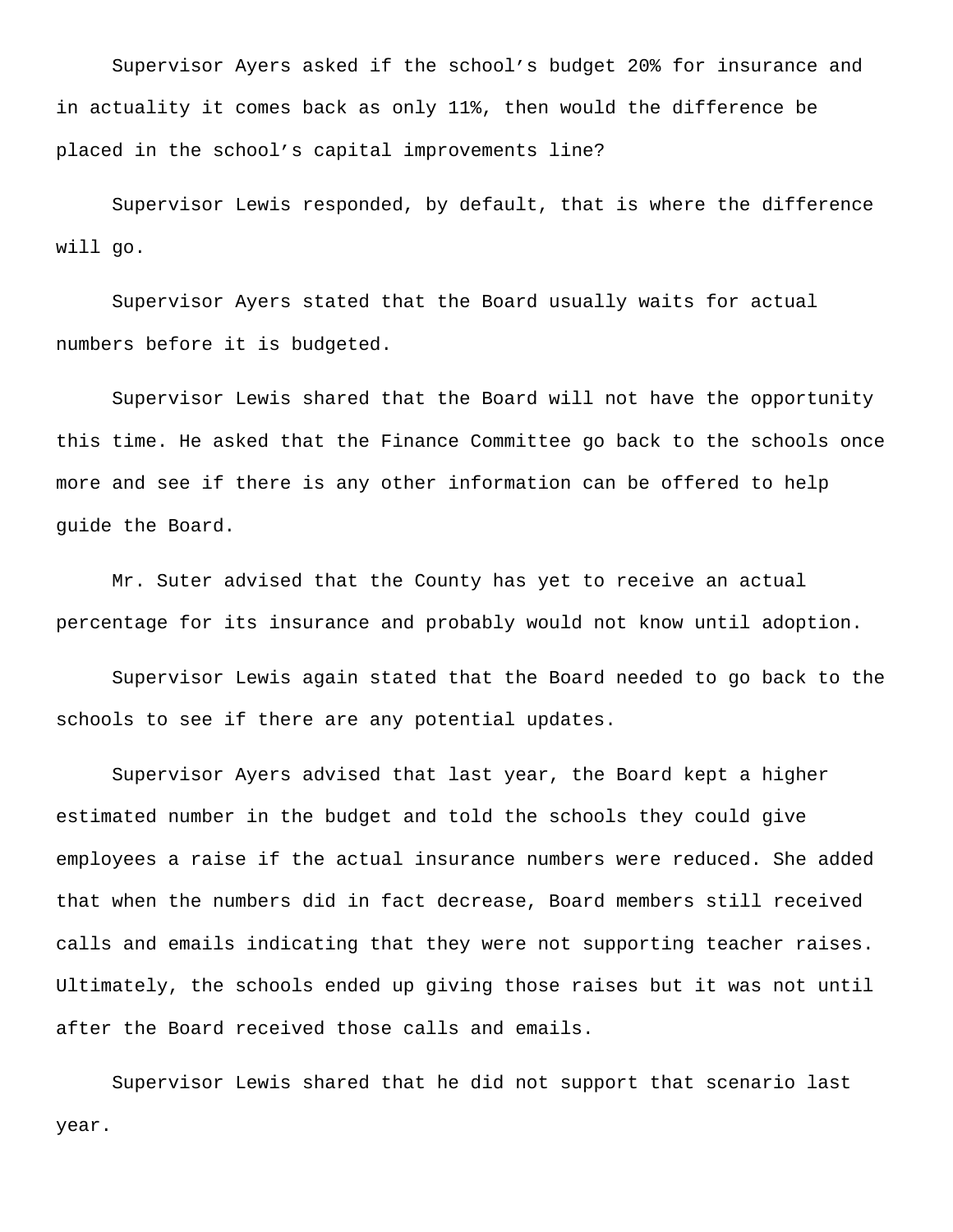Supervisor Ayers asked if the school’s budget 20% for insurance and in actuality it comes back as only 11%, then would the difference be placed in the school’s capital improvements line?

Supervisor Lewis responded, by default, that is where the difference will go.

Supervisor Ayers stated that the Board usually waits for actual numbers before it is budgeted.

Supervisor Lewis shared that the Board will not have the opportunity this time. He asked that the Finance Committee go back to the schools once more and see if there is any other information can be offered to help guide the Board.

Mr. Suter advised that the County has yet to receive an actual percentage for its insurance and probably would not know until adoption.

Supervisor Lewis again stated that the Board needed to go back to the schools to see if there are any potential updates.

Supervisor Ayers advised that last year, the Board kept a higher estimated number in the budget and told the schools they could give employees a raise if the actual insurance numbers were reduced. She added that when the numbers did in fact decrease, Board members still received calls and emails indicating that they were not supporting teacher raises. Ultimately, the schools ended up giving those raises but it was not until after the Board received those calls and emails.

Supervisor Lewis shared that he did not support that scenario last year.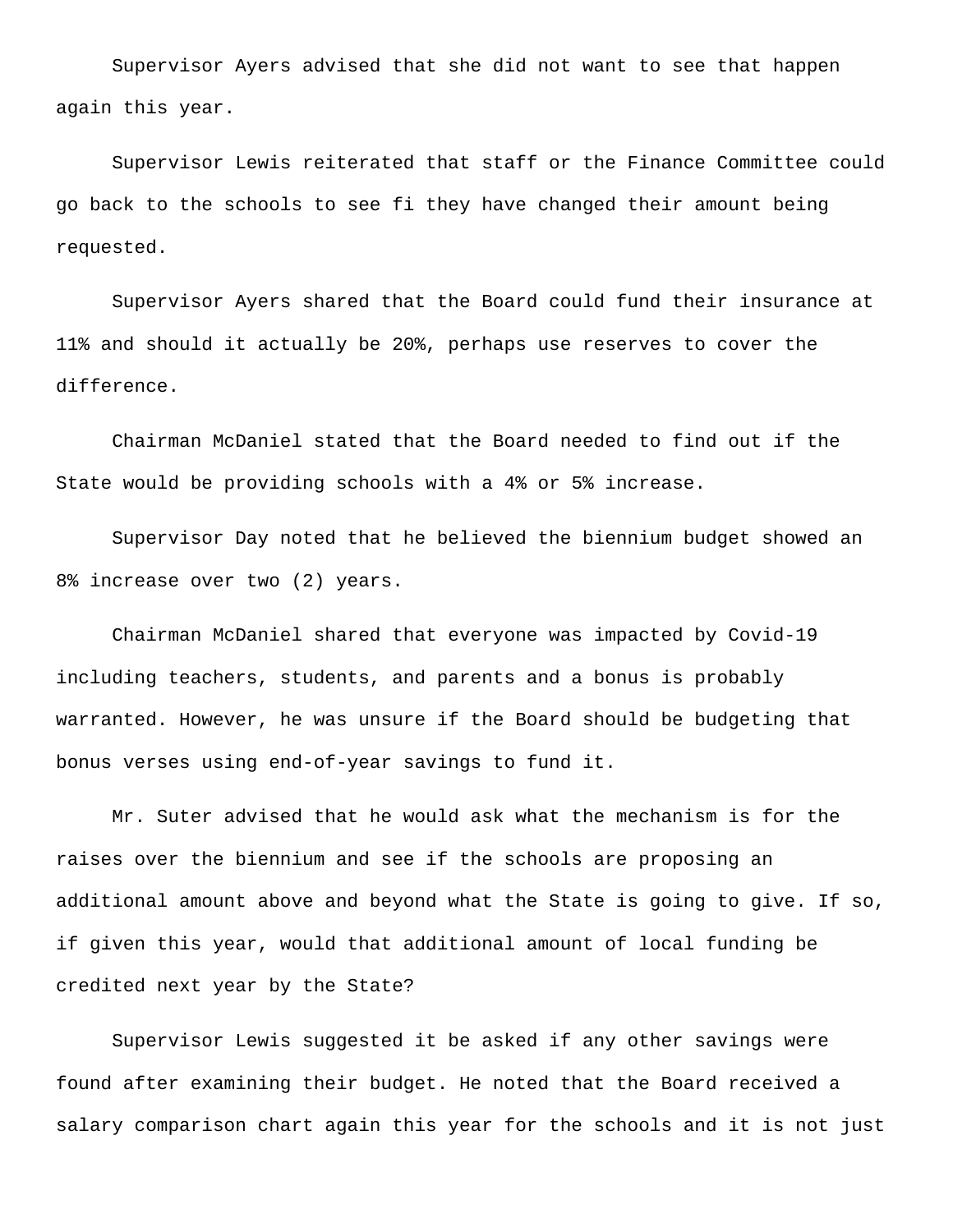Supervisor Ayers advised that she did not want to see that happen again this year.

Supervisor Lewis reiterated that staff or the Finance Committee could go back to the schools to see fi they have changed their amount being requested.

Supervisor Ayers shared that the Board could fund their insurance at 11% and should it actually be 20%, perhaps use reserves to cover the difference.

Chairman McDaniel stated that the Board needed to find out if the State would be providing schools with a 4% or 5% increase.

Supervisor Day noted that he believed the biennium budget showed an 8% increase over two (2) years.

Chairman McDaniel shared that everyone was impacted by Covid-19 including teachers, students, and parents and a bonus is probably warranted. However, he was unsure if the Board should be budgeting that bonus verses using end-of-year savings to fund it.

Mr. Suter advised that he would ask what the mechanism is for the raises over the biennium and see if the schools are proposing an additional amount above and beyond what the State is going to give. If so, if given this year, would that additional amount of local funding be credited next year by the State?

Supervisor Lewis suggested it be asked if any other savings were found after examining their budget. He noted that the Board received a salary comparison chart again this year for the schools and it is not just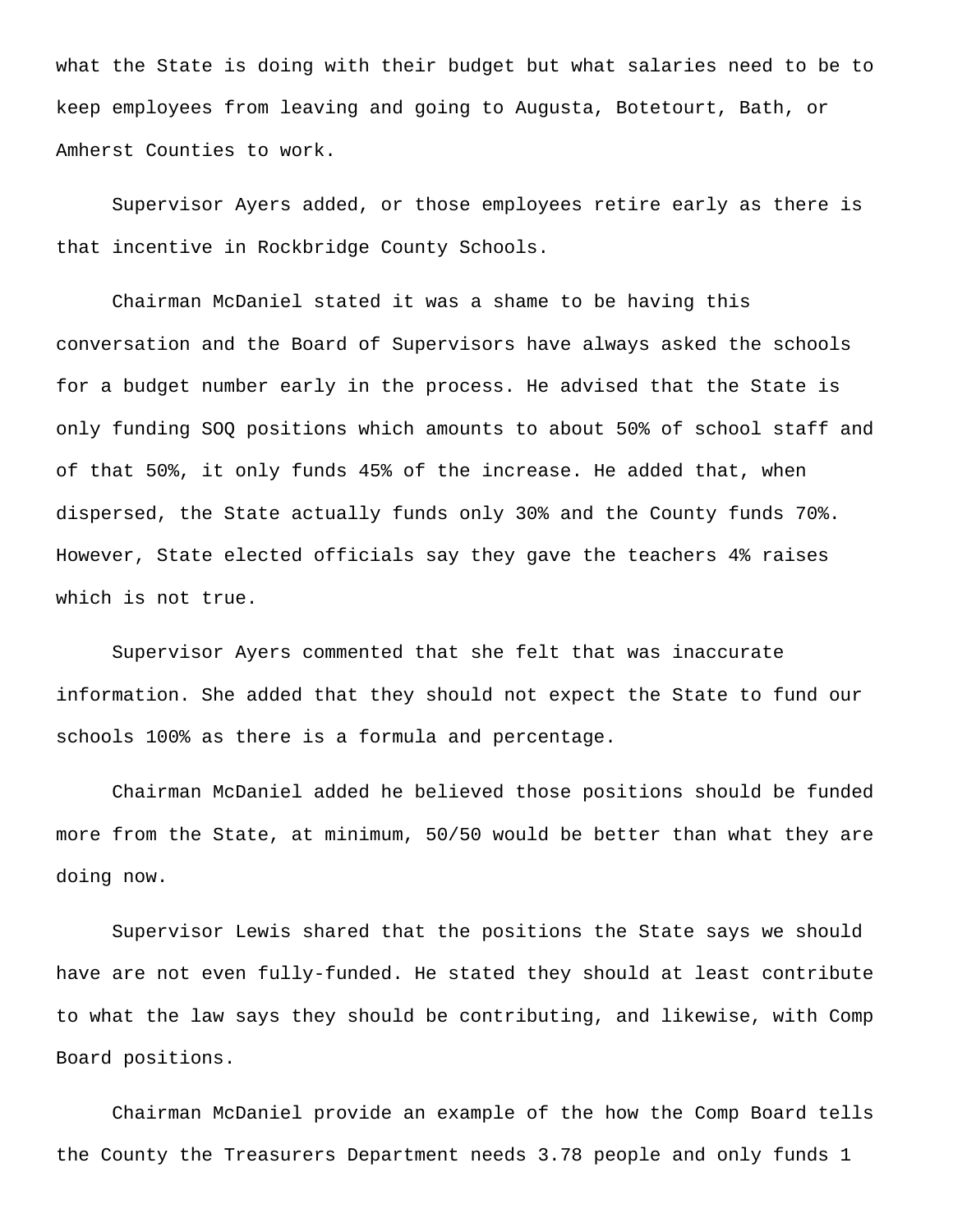what the State is doing with their budget but what salaries need to be to keep employees from leaving and going to Augusta, Botetourt, Bath, or Amherst Counties to work.

Supervisor Ayers added, or those employees retire early as there is that incentive in Rockbridge County Schools.

Chairman McDaniel stated it was a shame to be having this conversation and the Board of Supervisors have always asked the schools for a budget number early in the process. He advised that the State is only funding SOQ positions which amounts to about 50% of school staff and of that 50%, it only funds 45% of the increase. He added that, when dispersed, the State actually funds only 30% and the County funds 70%. However, State elected officials say they gave the teachers 4% raises which is not true.

Supervisor Ayers commented that she felt that was inaccurate information. She added that they should not expect the State to fund our schools 100% as there is a formula and percentage.

Chairman McDaniel added he believed those positions should be funded more from the State, at minimum, 50/50 would be better than what they are doing now.

Supervisor Lewis shared that the positions the State says we should have are not even fully-funded. He stated they should at least contribute to what the law says they should be contributing, and likewise, with Comp Board positions.

Chairman McDaniel provide an example of the how the Comp Board tells the County the Treasurers Department needs 3.78 people and only funds 1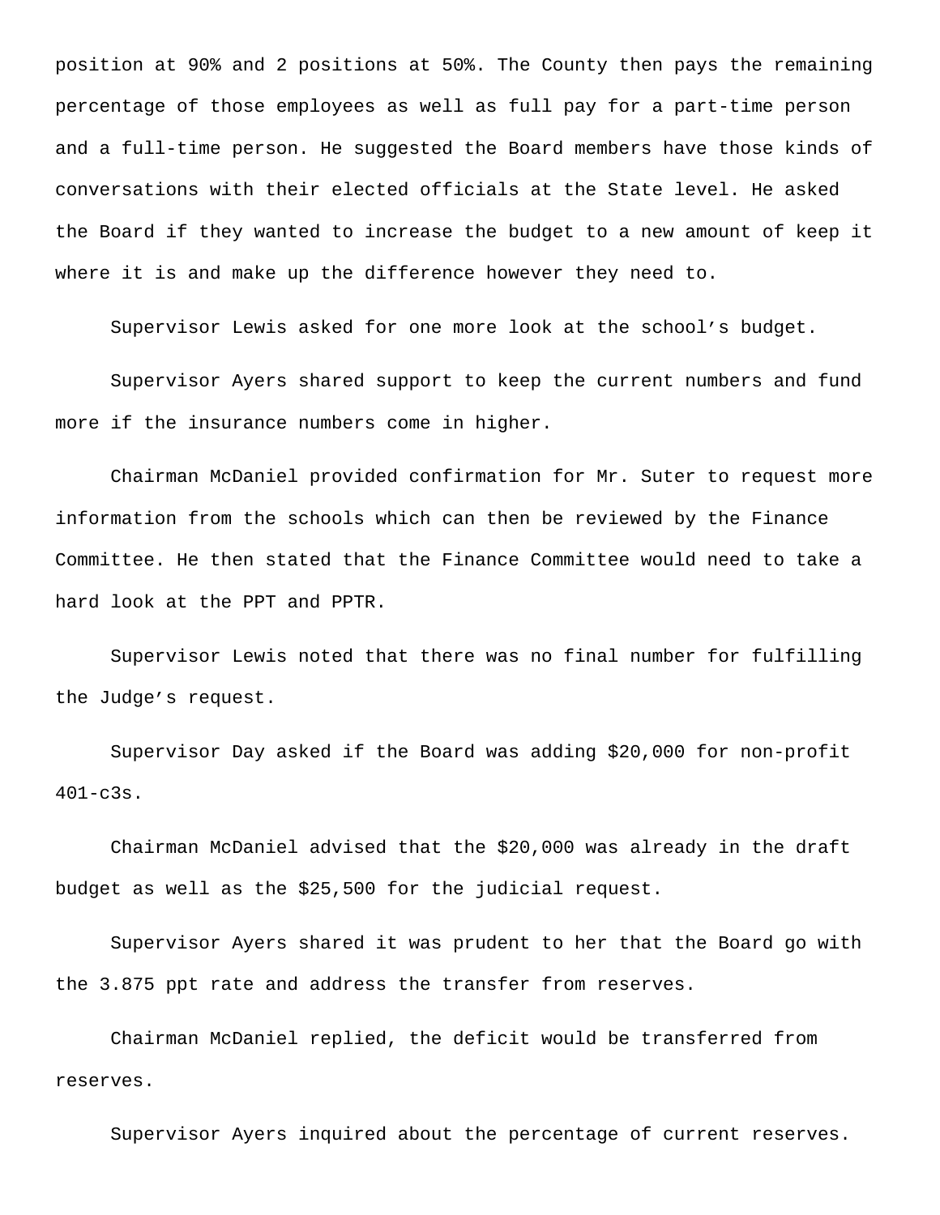position at 90% and 2 positions at 50%. The County then pays the remaining percentage of those employees as well as full pay for a part-time person and a full-time person. He suggested the Board members have those kinds of conversations with their elected officials at the State level. He asked the Board if they wanted to increase the budget to a new amount of keep it where it is and make up the difference however they need to.

Supervisor Lewis asked for one more look at the school's budget.

Supervisor Ayers shared support to keep the current numbers and fund more if the insurance numbers come in higher.

Chairman McDaniel provided confirmation for Mr. Suter to request more information from the schools which can then be reviewed by the Finance Committee. He then stated that the Finance Committee would need to take a hard look at the PPT and PPTR.

Supervisor Lewis noted that there was no final number for fulfilling the Judge's request.

Supervisor Day asked if the Board was adding $20,000 for non-profit 401-c3s.

Chairman McDaniel advised that the $20,000 was already in the draft budget as well as the $25,500 for the judicial request.

Supervisor Ayers shared it was prudent to her that the Board go with the 3.875 ppt rate and address the transfer from reserves.

Chairman McDaniel replied, the deficit would be transferred from reserves.

Supervisor Ayers inquired about the percentage of current reserves.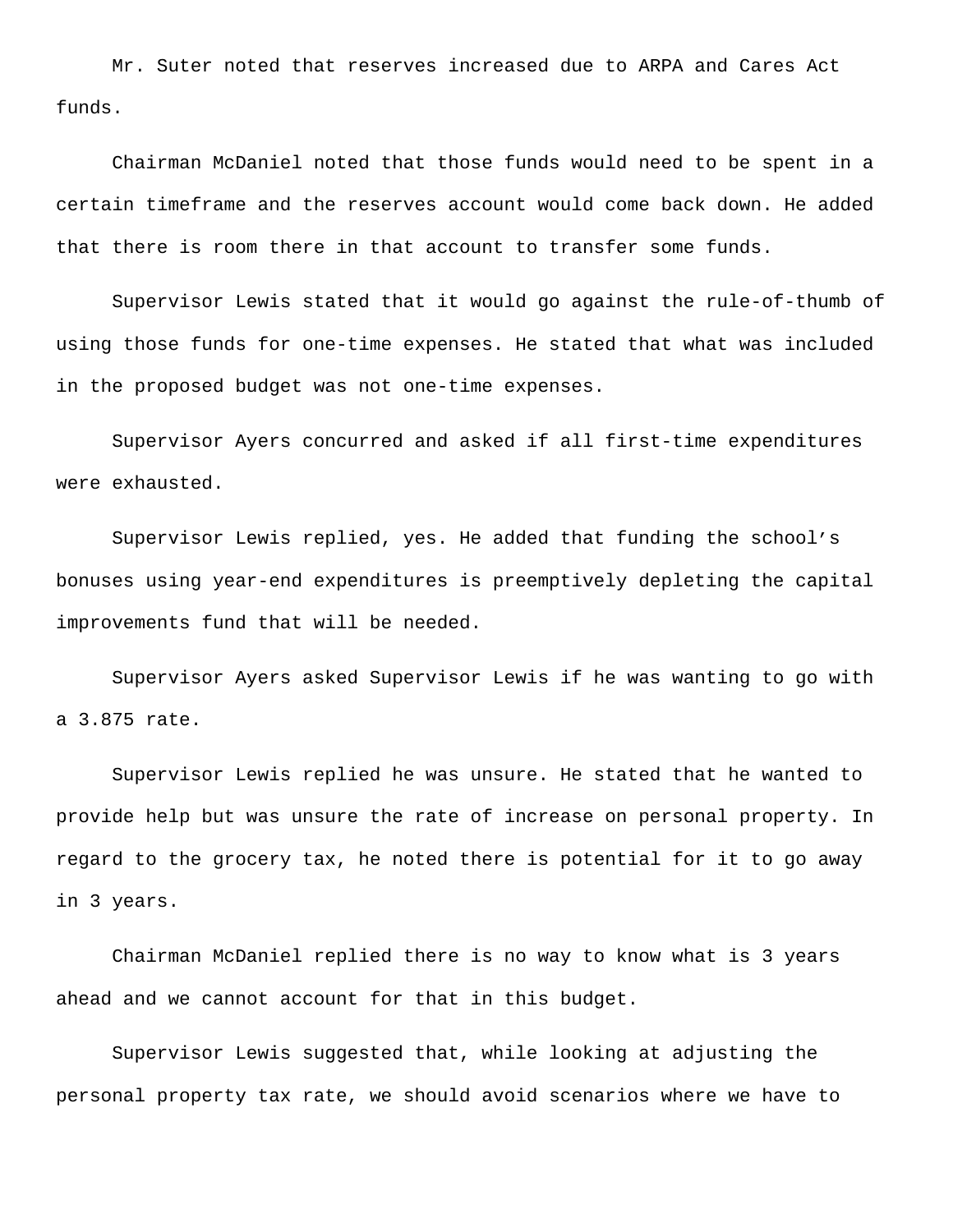Mr. Suter noted that reserves increased due to ARPA and Cares Act funds.

Chairman McDaniel noted that those funds would need to be spent in a certain timeframe and the reserves account would come back down. He added that there is room there in that account to transfer some funds.

Supervisor Lewis stated that it would go against the rule-of-thumb of using those funds for one-time expenses. He stated that what was included in the proposed budget was not one-time expenses.

Supervisor Ayers concurred and asked if all first-time expenditures were exhausted.

Supervisor Lewis replied, yes. He added that funding the school's bonuses using year-end expenditures is preemptively depleting the capital improvements fund that will be needed.

Supervisor Ayers asked Supervisor Lewis if he was wanting to go with a 3.875 rate.

Supervisor Lewis replied he was unsure. He stated that he wanted to provide help but was unsure the rate of increase on personal property. In regard to the grocery tax, he noted there is potential for it to go away in 3 years.

Chairman McDaniel replied there is no way to know what is 3 years ahead and we cannot account for that in this budget.

Supervisor Lewis suggested that, while looking at adjusting the personal property tax rate, we should avoid scenarios where we have to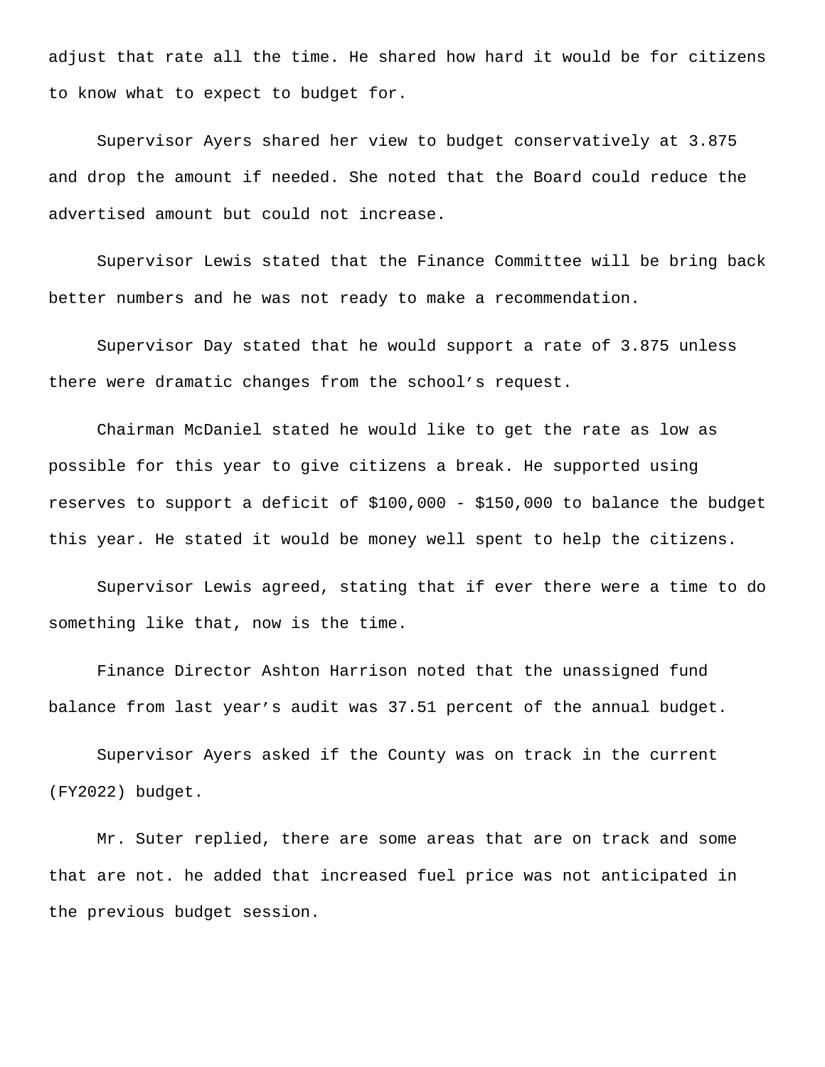adjust that rate all the time. He shared how hard it would be for citizens to know what to expect to budget for.

Supervisor Ayers shared her view to budget conservatively at 3.875 and drop the amount if needed. She noted that the Board could reduce the advertised amount but could not increase.

Supervisor Lewis stated that the Finance Committee will be bring back better numbers and he was not ready to make a recommendation.

Supervisor Day stated that he would support a rate of 3.875 unless there were dramatic changes from the school's request.

Chairman McDaniel stated he would like to get the rate as low as possible for this year to give citizens a break. He supported using reserves to support a deficit of $100,000 - $150,000 to balance the budget this year. He stated it would be money well spent to help the citizens.

Supervisor Lewis agreed, stating that if ever there were a time to do something like that, now is the time.

Finance Director Ashton Harrison noted that the unassigned fund balance from last year's audit was 37.51 percent of the annual budget.

Supervisor Ayers asked if the County was on track in the current (FY2022) budget.

Mr. Suter replied, there are some areas that are on track and some that are not. he added that increased fuel price was not anticipated in the previous budget session.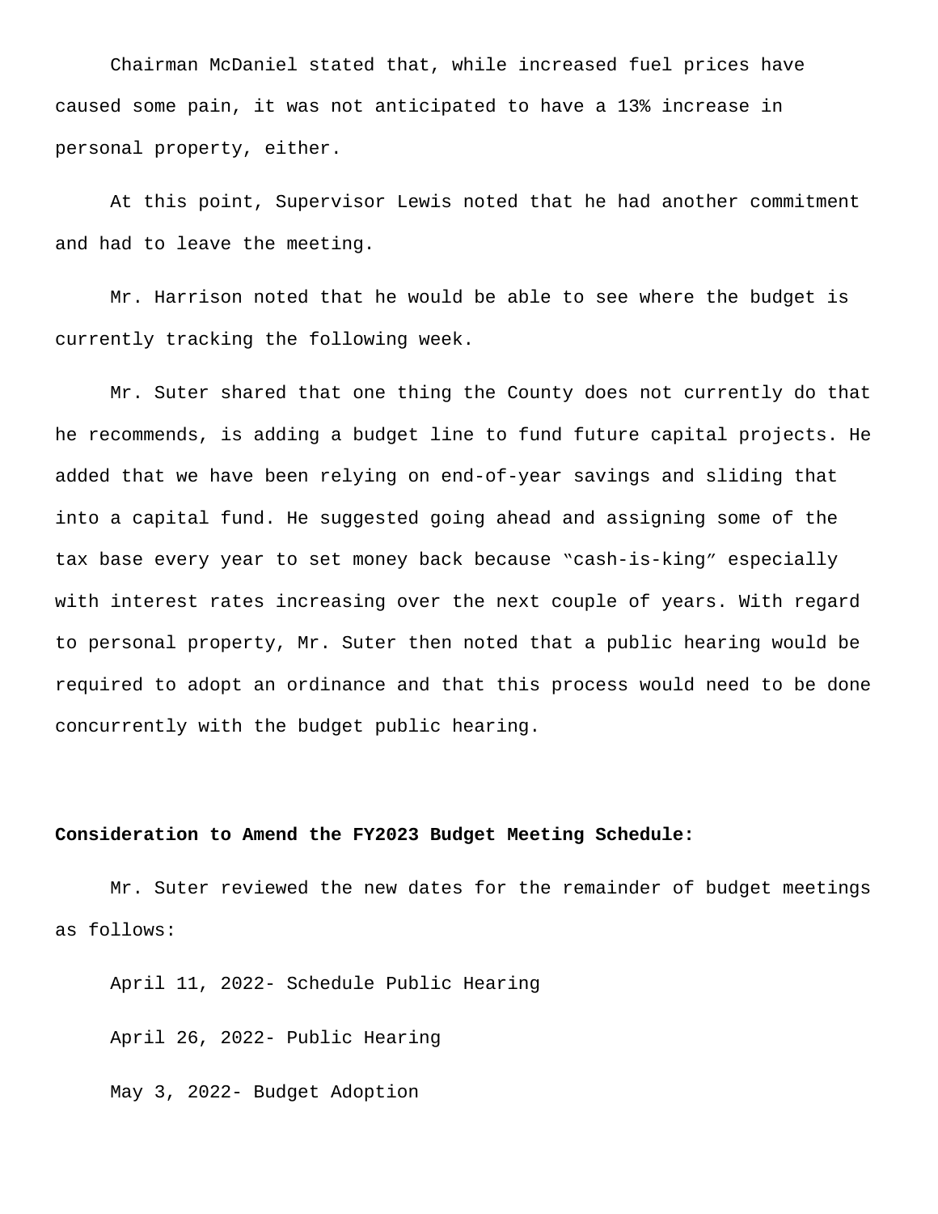Chairman McDaniel stated that, while increased fuel prices have caused some pain, it was not anticipated to have a 13% increase in personal property, either.

At this point, Supervisor Lewis noted that he had another commitment and had to leave the meeting.

Mr. Harrison noted that he would be able to see where the budget is currently tracking the following week.

Mr. Suter shared that one thing the County does not currently do that he recommends, is adding a budget line to fund future capital projects. He added that we have been relying on end-of-year savings and sliding that into a capital fund. He suggested going ahead and assigning some of the tax base every year to set money back because "cash-is-king" especially with interest rates increasing over the next couple of years. With regard to personal property, Mr. Suter then noted that a public hearing would be required to adopt an ordinance and that this process would need to be done concurrently with the budget public hearing.

**Consideration to Amend the FY2023 Budget Meeting Schedule:**

Mr. Suter reviewed the new dates for the remainder of budget meetings as follows:

April 11, 2022- Schedule Public Hearing

April 26, 2022- Public Hearing

May 3, 2022- Budget Adoption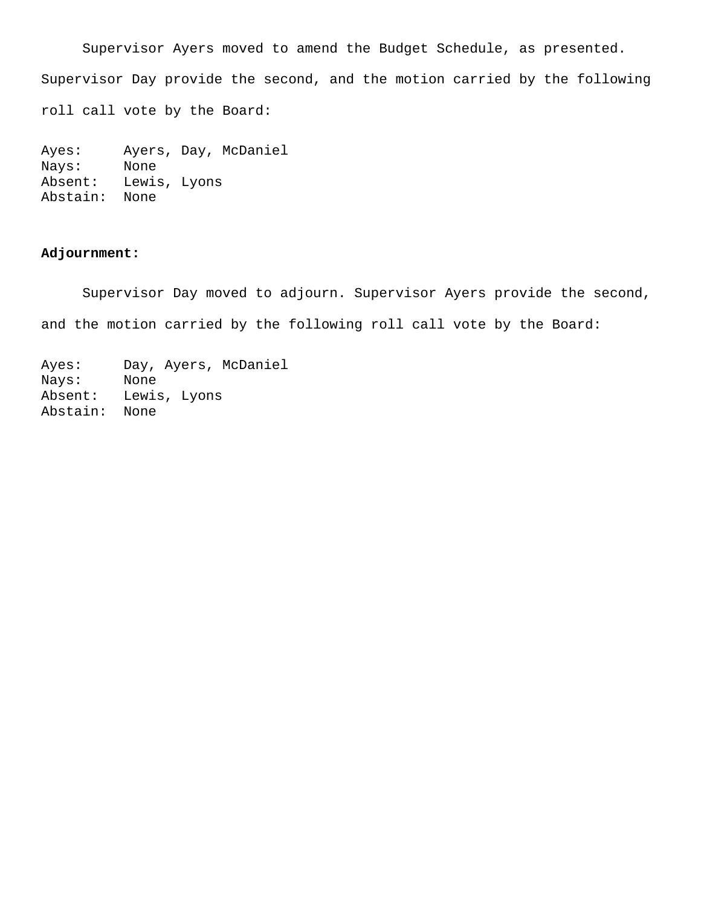Supervisor Ayers moved to amend the Budget Schedule, as presented. Supervisor Day provide the second, and the motion carried by the following roll call vote by the Board:

Ayes: Ayers, Day, McDaniel
Nays: None
Absent: Lewis, Lyons
Abstain: None

**Adjournment:**

Supervisor Day moved to adjourn. Supervisor Ayers provide the second, and the motion carried by the following roll call vote by the Board:

Ayes: Day, Ayers, McDaniel
Nays: None
Absent: Lewis, Lyons
Abstain: None